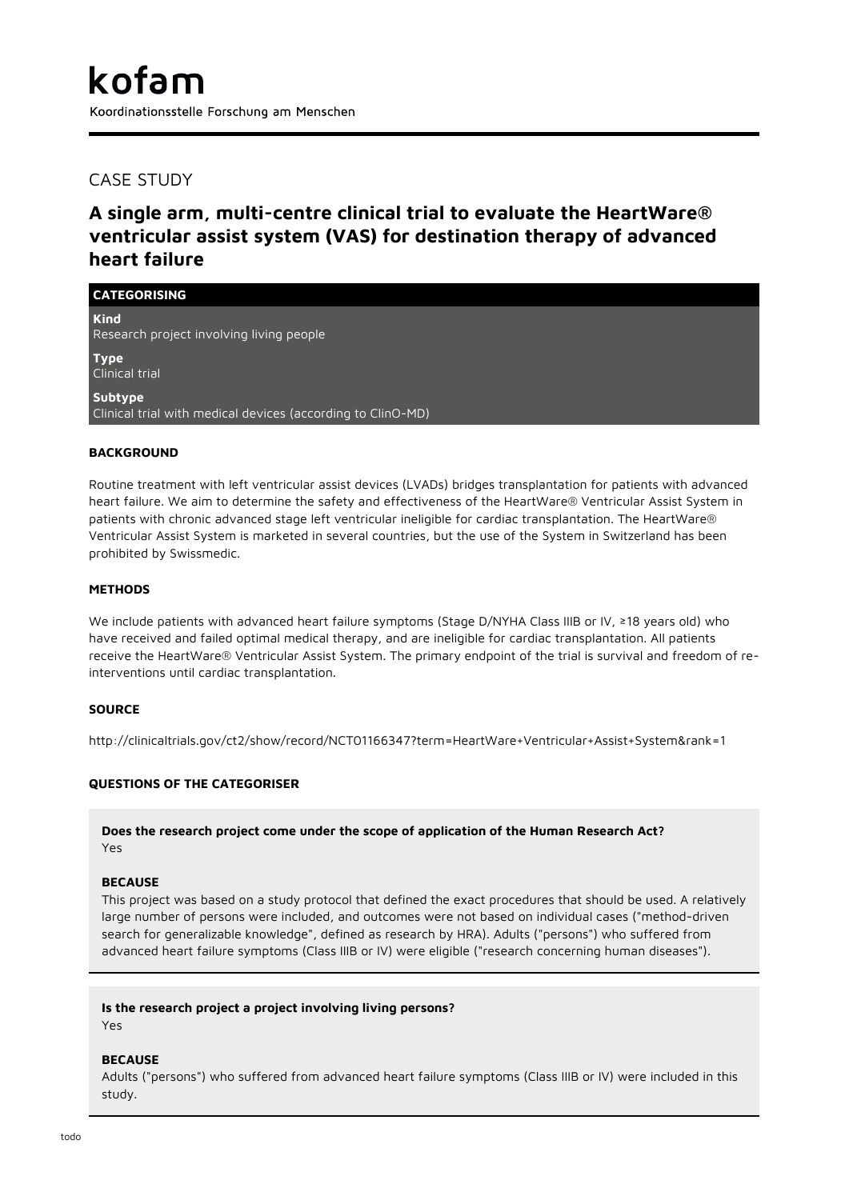# kofam

Koordinationsstelle Forschung am Menschen

## CASE STUDY

## A single arm, multi-centre clinical trial to evaluate the HeartWare® ventricular assist system (VAS) for destination therapy of advanced heart failure

### CATEGORISING

**Kind**
Research project involving living people

**Type**
Clinical trial

**Subtype**
Clinical trial with medical devices (according to ClinO-MD)

### BACKGROUND

Routine treatment with left ventricular assist devices (LVADs) bridges transplantation for patients with advanced heart failure. We aim to determine the safety and effectiveness of the HeartWare® Ventricular Assist System in patients with chronic advanced stage left ventricular ineligible for cardiac transplantation. The HeartWare® Ventricular Assist System is marketed in several countries, but the use of the System in Switzerland has been prohibited by Swissmedic.

### METHODS

We include patients with advanced heart failure symptoms (Stage D/NYHA Class IIIB or IV, ≥18 years old) who have received and failed optimal medical therapy, and are ineligible for cardiac transplantation. All patients receive the HeartWare® Ventricular Assist System. The primary endpoint of the trial is survival and freedom of re-interventions until cardiac transplantation.

### SOURCE

http://clinicaltrials.gov/ct2/show/record/NCT01166347?term=HeartWare+Ventricular+Assist+System&rank=1

### QUESTIONS OF THE CATEGORISER

**Does the research project come under the scope of application of the Human Research Act?**
Yes

**BECAUSE**
This project was based on a study protocol that defined the exact procedures that should be used. A relatively large number of persons were included, and outcomes were not based on individual cases ("method-driven search for generalizable knowledge", defined as research by HRA). Adults ("persons") who suffered from advanced heart failure symptoms (Class IIIB or IV) were eligible ("research concerning human diseases").

**Is the research project a project involving living persons?**
Yes

**BECAUSE**
Adults ("persons") who suffered from advanced heart failure symptoms (Class IIIB or IV) were included in this study.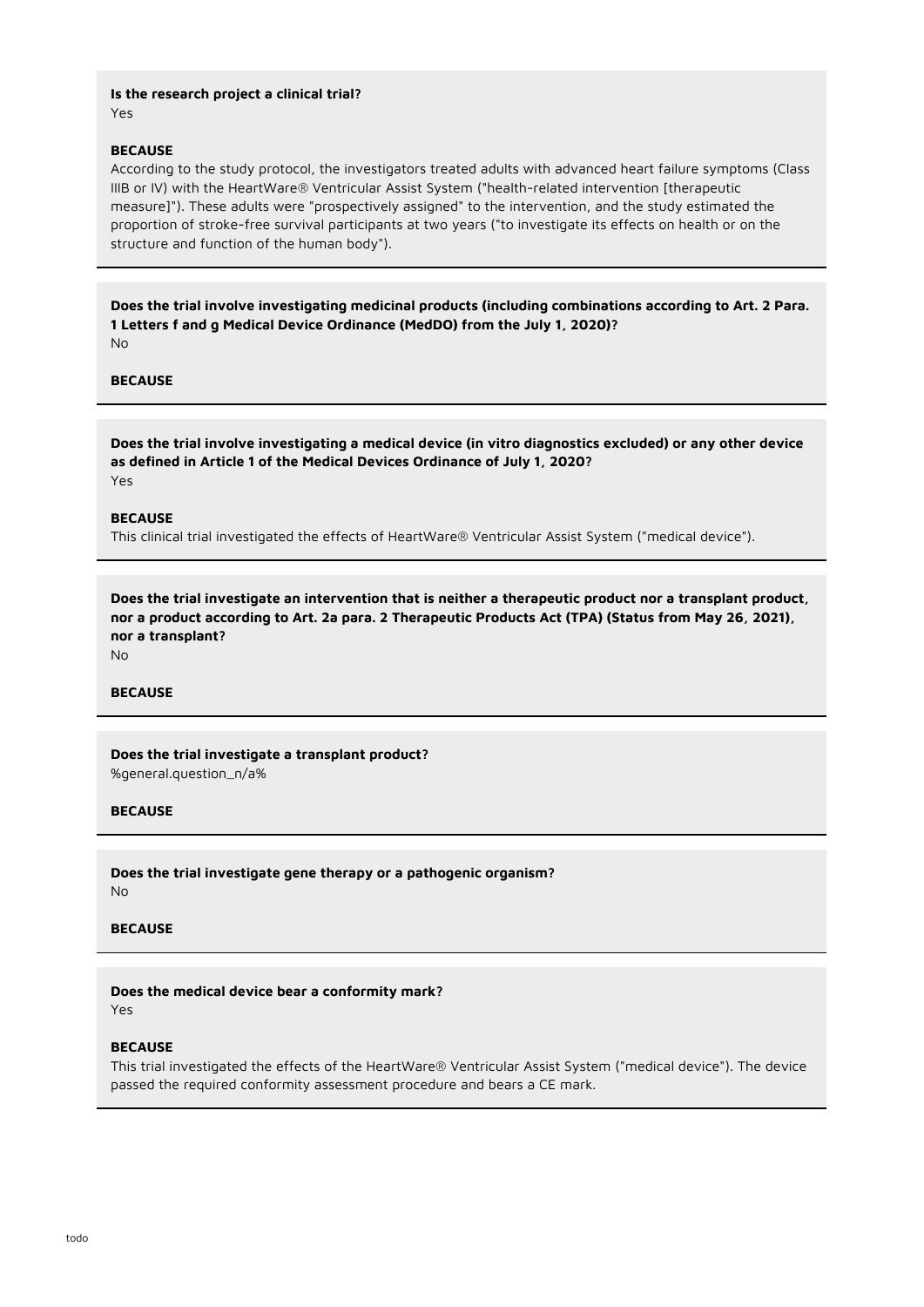**Is the research project a clinical trial?**
Yes

**BECAUSE**
According to the study protocol, the investigators treated adults with advanced heart failure symptoms (Class IIIB or IV) with the HeartWare® Ventricular Assist System ("health-related intervention [therapeutic measure]"). These adults were "prospectively assigned" to the intervention, and the study estimated the proportion of stroke-free survival participants at two years ("to investigate its effects on health or on the structure and function of the human body").

---

**Does the trial involve investigating medicinal products (including combinations according to Art. 2 Para. 1 Letters f and g Medical Device Ordinance (MedDO) from the July 1, 2020)?**
No

**BECAUSE**

---

**Does the trial involve investigating a medical device (in vitro diagnostics excluded) or any other device as defined in Article 1 of the Medical Devices Ordinance of July 1, 2020?**
Yes

**BECAUSE**
This clinical trial investigated the effects of HeartWare® Ventricular Assist System ("medical device").

---

**Does the trial investigate an intervention that is neither a therapeutic product nor a transplant product, nor a product according to Art. 2a para. 2 Therapeutic Products Act (TPA) (Status from May 26, 2021), nor a transplant?**
No

**BECAUSE**

---

**Does the trial investigate a transplant product?**
%general.question_n/a%

**BECAUSE**

---

**Does the trial investigate gene therapy or a pathogenic organism?**
No

**BECAUSE**

---

**Does the medical device bear a conformity mark?**
Yes

**BECAUSE**
This trial investigated the effects of the HeartWare® Ventricular Assist System ("medical device"). The device passed the required conformity assessment procedure and bears a CE mark.

---

todo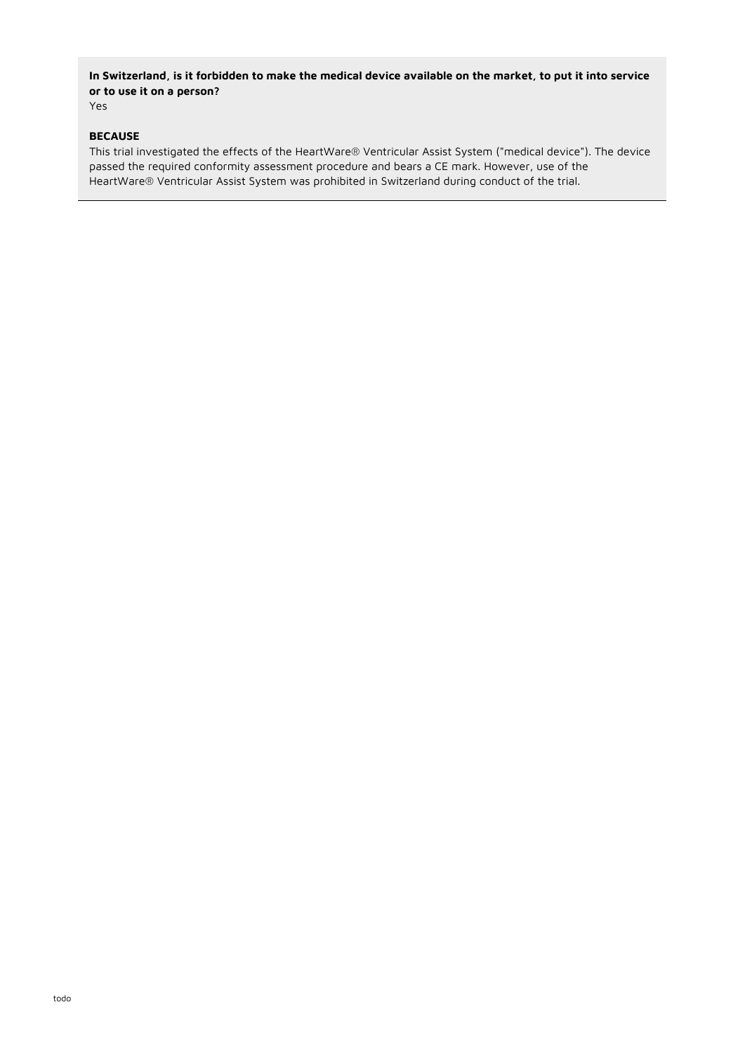**In Switzerland, is it forbidden to make the medical device available on the market, to put it into service or to use it on a person?**
Yes

**BECAUSE**

This trial investigated the effects of the HeartWare® Ventricular Assist System ("medical device"). The device passed the required conformity assessment procedure and bears a CE mark. However, use of the HeartWare® Ventricular Assist System was prohibited in Switzerland during conduct of the trial.

todo